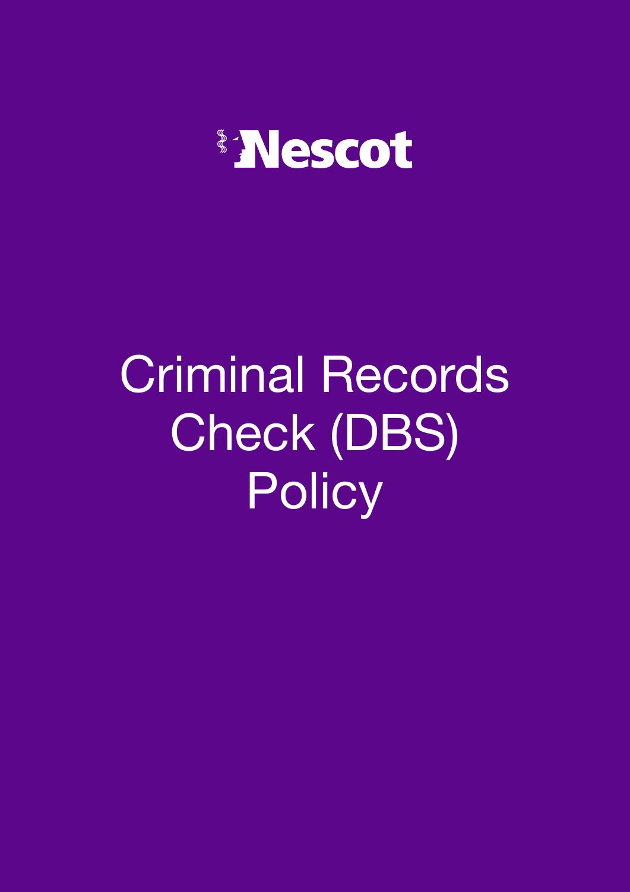Nescot

# Criminal Records Check (DBS) Policy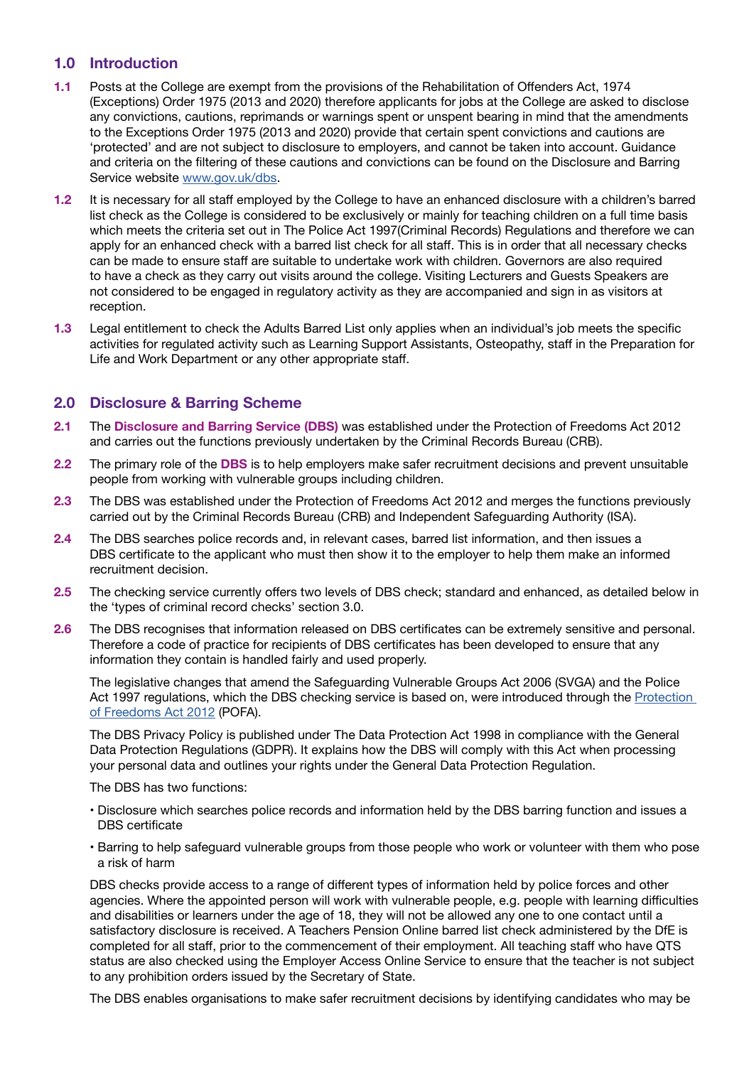## 1.0 Introduction

**1.1** Posts at the College are exempt from the provisions of the Rehabilitation of Offenders Act, 1974 (Exceptions) Order 1975 (2013 and 2020) therefore applicants for jobs at the College are asked to disclose any convictions, cautions, reprimands or warnings spent or unspent bearing in mind that the amendments to the Exceptions Order 1975 (2013 and 2020) provide that certain spent convictions and cautions are 'protected' and are not subject to disclosure to employers, and cannot be taken into account. Guidance and criteria on the filtering of these cautions and convictions can be found on the Disclosure and Barring Service website [www.gov.uk/dbs](www.gov.uk/dbs).

**1.2** It is necessary for all staff employed by the College to have an enhanced disclosure with a children's barred list check as the College is considered to be exclusively or mainly for teaching children on a full time basis which meets the criteria set out in The Police Act 1997(Criminal Records) Regulations and therefore we can apply for an enhanced check with a barred list check for all staff. This is in order that all necessary checks can be made to ensure staff are suitable to undertake work with children. Governors are also required to have a check as they carry out visits around the college. Visiting Lecturers and Guests Speakers are not considered to be engaged in regulatory activity as they are accompanied and sign in as visitors at reception.

**1.3** Legal entitlement to check the Adults Barred List only applies when an individual's job meets the specific activities for regulated activity such as Learning Support Assistants, Osteopathy, staff in the Preparation for Life and Work Department or any other appropriate staff.

## 2.0 Disclosure & Barring Scheme

**2.1** The **Disclosure and Barring Service (DBS)** was established under the Protection of Freedoms Act 2012 and carries out the functions previously undertaken by the Criminal Records Bureau (CRB).

**2.2** The primary role of the **DBS** is to help employers make safer recruitment decisions and prevent unsuitable people from working with vulnerable groups including children.

**2.3** The DBS was established under the Protection of Freedoms Act 2012 and merges the functions previously carried out by the Criminal Records Bureau (CRB) and Independent Safeguarding Authority (ISA).

**2.4** The DBS searches police records and, in relevant cases, barred list information, and then issues a DBS certificate to the applicant who must then show it to the employer to help them make an informed recruitment decision.

**2.5** The checking service currently offers two levels of DBS check; standard and enhanced, as detailed below in the 'types of criminal record checks' section 3.0.

**2.6** The DBS recognises that information released on DBS certificates can be extremely sensitive and personal. Therefore a code of practice for recipients of DBS certificates has been developed to ensure that any information they contain is handled fairly and used properly.

The legislative changes that amend the Safeguarding Vulnerable Groups Act 2006 (SVGA) and the Police Act 1997 regulations, which the DBS checking service is based on, were introduced through the [Protection of Freedoms Act 2012](Protection of Freedoms Act 2012) (POFA).

The DBS Privacy Policy is published under The Data Protection Act 1998 in compliance with the General Data Protection Regulations (GDPR). It explains how the DBS will comply with this Act when processing your personal data and outlines your rights under the General Data Protection Regulation.

The DBS has two functions:

- Disclosure which searches police records and information held by the DBS barring function and issues a DBS certificate
- Barring to help safeguard vulnerable groups from those people who work or volunteer with them who pose a risk of harm

DBS checks provide access to a range of different types of information held by police forces and other agencies. Where the appointed person will work with vulnerable people, e.g. people with learning difficulties and disabilities or learners under the age of 18, they will not be allowed any one to one contact until a satisfactory disclosure is received. A Teachers Pension Online barred list check administered by the DfE is completed for all staff, prior to the commencement of their employment. All teaching staff who have QTS status are also checked using the Employer Access Online Service to ensure that the teacher is not subject to any prohibition orders issued by the Secretary of State.

The DBS enables organisations to make safer recruitment decisions by identifying candidates who may be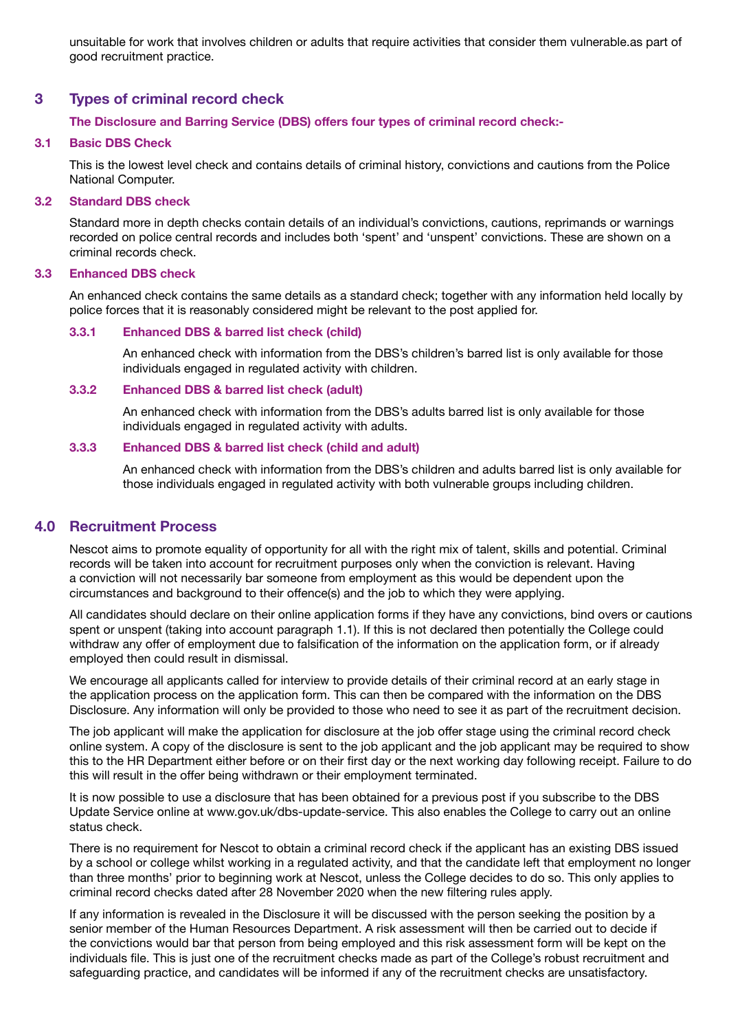unsuitable for work that involves children or adults that require activities that consider them vulnerable.as part of good recruitment practice.

## 3 Types of criminal record check

**The Disclosure and Barring Service (DBS) offers four types of criminal record check:-**

### 3.1 Basic DBS Check

This is the lowest level check and contains details of criminal history, convictions and cautions from the Police National Computer.

### 3.2 Standard DBS check

Standard more in depth checks contain details of an individual's convictions, cautions, reprimands or warnings recorded on police central records and includes both 'spent' and 'unspent' convictions. These are shown on a criminal records check.

### 3.3 Enhanced DBS check

An enhanced check contains the same details as a standard check; together with any information held locally by police forces that it is reasonably considered might be relevant to the post applied for.

#### 3.3.1 Enhanced DBS & barred list check (child)

An enhanced check with information from the DBS's children's barred list is only available for those individuals engaged in regulated activity with children.

#### 3.3.2 Enhanced DBS & barred list check (adult)

An enhanced check with information from the DBS's adults barred list is only available for those individuals engaged in regulated activity with adults.

#### 3.3.3 Enhanced DBS & barred list check (child and adult)

An enhanced check with information from the DBS's children and adults barred list is only available for those individuals engaged in regulated activity with both vulnerable groups including children.

## 4.0 Recruitment Process

Nescot aims to promote equality of opportunity for all with the right mix of talent, skills and potential. Criminal records will be taken into account for recruitment purposes only when the conviction is relevant. Having a conviction will not necessarily bar someone from employment as this would be dependent upon the circumstances and background to their offence(s) and the job to which they were applying.

All candidates should declare on their online application forms if they have any convictions, bind overs or cautions spent or unspent (taking into account paragraph 1.1). If this is not declared then potentially the College could withdraw any offer of employment due to falsification of the information on the application form, or if already employed then could result in dismissal.

We encourage all applicants called for interview to provide details of their criminal record at an early stage in the application process on the application form. This can then be compared with the information on the DBS Disclosure. Any information will only be provided to those who need to see it as part of the recruitment decision.

The job applicant will make the application for disclosure at the job offer stage using the criminal record check online system. A copy of the disclosure is sent to the job applicant and the job applicant may be required to show this to the HR Department either before or on their first day or the next working day following receipt. Failure to do this will result in the offer being withdrawn or their employment terminated.

It is now possible to use a disclosure that has been obtained for a previous post if you subscribe to the DBS Update Service online at www.gov.uk/dbs-update-service. This also enables the College to carry out an online status check.

There is no requirement for Nescot to obtain a criminal record check if the applicant has an existing DBS issued by a school or college whilst working in a regulated activity, and that the candidate left that employment no longer than three months' prior to beginning work at Nescot, unless the College decides to do so. This only applies to criminal record checks dated after 28 November 2020 when the new filtering rules apply.

If any information is revealed in the Disclosure it will be discussed with the person seeking the position by a senior member of the Human Resources Department. A risk assessment will then be carried out to decide if the convictions would bar that person from being employed and this risk assessment form will be kept on the individuals file. This is just one of the recruitment checks made as part of the College's robust recruitment and safeguarding practice, and candidates will be informed if any of the recruitment checks are unsatisfactory.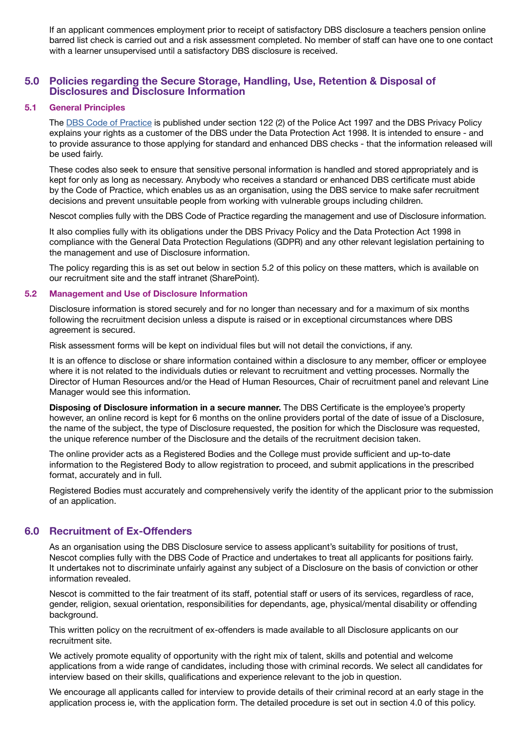If an applicant commences employment prior to receipt of satisfactory DBS disclosure a teachers pension online barred list check is carried out and a risk assessment completed. No member of staff can have one to one contact with a learner unsupervised until a satisfactory DBS disclosure is received.

## 5.0 Policies regarding the Secure Storage, Handling, Use, Retention & Disposal of Disclosures and Disclosure Information

### 5.1 General Principles

The [DBS Code of Practice] is published under section 122 (2) of the Police Act 1997 and the DBS Privacy Policy explains your rights as a customer of the DBS under the Data Protection Act 1998. It is intended to ensure - and to provide assurance to those applying for standard and enhanced DBS checks - that the information released will be used fairly.

These codes also seek to ensure that sensitive personal information is handled and stored appropriately and is kept for only as long as necessary. Anybody who receives a standard or enhanced DBS certificate must abide by the Code of Practice, which enables us as an organisation, using the DBS service to make safer recruitment decisions and prevent unsuitable people from working with vulnerable groups including children.

Nescot complies fully with the DBS Code of Practice regarding the management and use of Disclosure information.

It also complies fully with its obligations under the DBS Privacy Policy and the Data Protection Act 1998 in compliance with the General Data Protection Regulations (GDPR) and any other relevant legislation pertaining to the management and use of Disclosure information.

The policy regarding this is as set out below in section 5.2 of this policy on these matters, which is available on our recruitment site and the staff intranet (SharePoint).

### 5.2 Management and Use of Disclosure Information

Disclosure information is stored securely and for no longer than necessary and for a maximum of six months following the recruitment decision unless a dispute is raised or in exceptional circumstances where DBS agreement is secured.

Risk assessment forms will be kept on individual files but will not detail the convictions, if any.

It is an offence to disclose or share information contained within a disclosure to any member, officer or employee where it is not related to the individuals duties or relevant to recruitment and vetting processes. Normally the Director of Human Resources and/or the Head of Human Resources, Chair of recruitment panel and relevant Line Manager would see this information.

**Disposing of Disclosure information in a secure manner.** The DBS Certificate is the employee's property however, an online record is kept for 6 months on the online providers portal of the date of issue of a Disclosure, the name of the subject, the type of Disclosure requested, the position for which the Disclosure was requested, the unique reference number of the Disclosure and the details of the recruitment decision taken.

The online provider acts as a Registered Bodies and the College must provide sufficient and up-to-date information to the Registered Body to allow registration to proceed, and submit applications in the prescribed format, accurately and in full.

Registered Bodies must accurately and comprehensively verify the identity of the applicant prior to the submission of an application.

## 6.0 Recruitment of Ex-Offenders

As an organisation using the DBS Disclosure service to assess applicant's suitability for positions of trust, Nescot complies fully with the DBS Code of Practice and undertakes to treat all applicants for positions fairly. It undertakes not to discriminate unfairly against any subject of a Disclosure on the basis of conviction or other information revealed.

Nescot is committed to the fair treatment of its staff, potential staff or users of its services, regardless of race, gender, religion, sexual orientation, responsibilities for dependants, age, physical/mental disability or offending background.

This written policy on the recruitment of ex-offenders is made available to all Disclosure applicants on our recruitment site.

We actively promote equality of opportunity with the right mix of talent, skills and potential and welcome applications from a wide range of candidates, including those with criminal records. We select all candidates for interview based on their skills, qualifications and experience relevant to the job in question.

We encourage all applicants called for interview to provide details of their criminal record at an early stage in the application process ie, with the application form. The detailed procedure is set out in section 4.0 of this policy.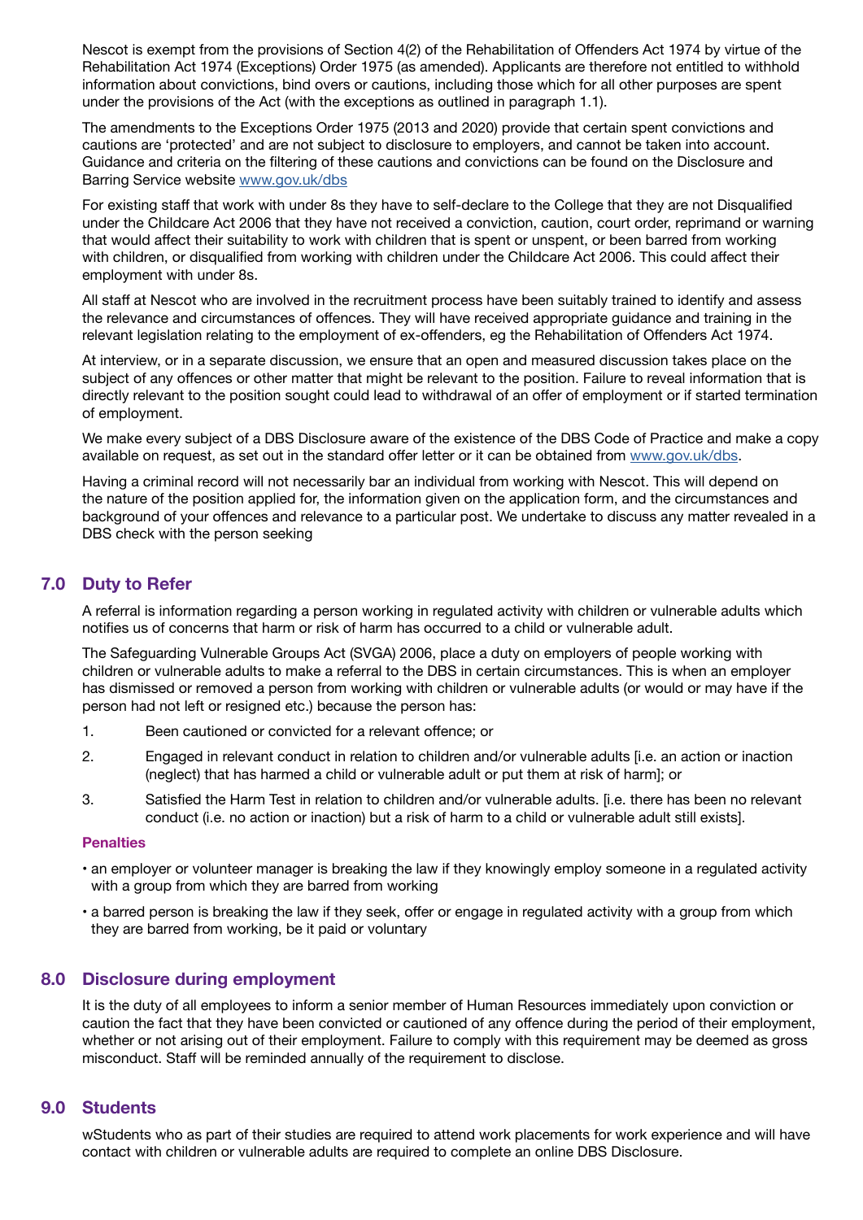Nescot is exempt from the provisions of Section 4(2) of the Rehabilitation of Offenders Act 1974 by virtue of the Rehabilitation Act 1974 (Exceptions) Order 1975 (as amended). Applicants are therefore not entitled to withhold information about convictions, bind overs or cautions, including those which for all other purposes are spent under the provisions of the Act (with the exceptions as outlined in paragraph 1.1).

The amendments to the Exceptions Order 1975 (2013 and 2020) provide that certain spent convictions and cautions are 'protected' and are not subject to disclosure to employers, and cannot be taken into account. Guidance and criteria on the filtering of these cautions and convictions can be found on the Disclosure and Barring Service website www.gov.uk/dbs

For existing staff that work with under 8s they have to self-declare to the College that they are not Disqualified under the Childcare Act 2006 that they have not received a conviction, caution, court order, reprimand or warning that would affect their suitability to work with children that is spent or unspent, or been barred from working with children, or disqualified from working with children under the Childcare Act 2006. This could affect their employment with under 8s.

All staff at Nescot who are involved in the recruitment process have been suitably trained to identify and assess the relevance and circumstances of offences. They will have received appropriate guidance and training in the relevant legislation relating to the employment of ex-offenders, eg the Rehabilitation of Offenders Act 1974.

At interview, or in a separate discussion, we ensure that an open and measured discussion takes place on the subject of any offences or other matter that might be relevant to the position. Failure to reveal information that is directly relevant to the position sought could lead to withdrawal of an offer of employment or if started termination of employment.

We make every subject of a DBS Disclosure aware of the existence of the DBS Code of Practice and make a copy available on request, as set out in the standard offer letter or it can be obtained from www.gov.uk/dbs.

Having a criminal record will not necessarily bar an individual from working with Nescot. This will depend on the nature of the position applied for, the information given on the application form, and the circumstances and background of your offences and relevance to a particular post. We undertake to discuss any matter revealed in a DBS check with the person seeking

## 7.0 Duty to Refer

A referral is information regarding a person working in regulated activity with children or vulnerable adults which notifies us of concerns that harm or risk of harm has occurred to a child or vulnerable adult.

The Safeguarding Vulnerable Groups Act (SVGA) 2006, place a duty on employers of people working with children or vulnerable adults to make a referral to the DBS in certain circumstances. This is when an employer has dismissed or removed a person from working with children or vulnerable adults (or would or may have if the person had not left or resigned etc.) because the person has:

1. Been cautioned or convicted for a relevant offence; or
2. Engaged in relevant conduct in relation to children and/or vulnerable adults [i.e. an action or inaction (neglect) that has harmed a child or vulnerable adult or put them at risk of harm]; or
3. Satisfied the Harm Test in relation to children and/or vulnerable adults. [i.e. there has been no relevant conduct (i.e. no action or inaction) but a risk of harm to a child or vulnerable adult still exists].

### Penalties

- an employer or volunteer manager is breaking the law if they knowingly employ someone in a regulated activity with a group from which they are barred from working
- a barred person is breaking the law if they seek, offer or engage in regulated activity with a group from which they are barred from working, be it paid or voluntary

## 8.0 Disclosure during employment

It is the duty of all employees to inform a senior member of Human Resources immediately upon conviction or caution the fact that they have been convicted or cautioned of any offence during the period of their employment, whether or not arising out of their employment. Failure to comply with this requirement may be deemed as gross misconduct. Staff will be reminded annually of the requirement to disclose.

## 9.0 Students

wStudents who as part of their studies are required to attend work placements for work experience and will have contact with children or vulnerable adults are required to complete an online DBS Disclosure.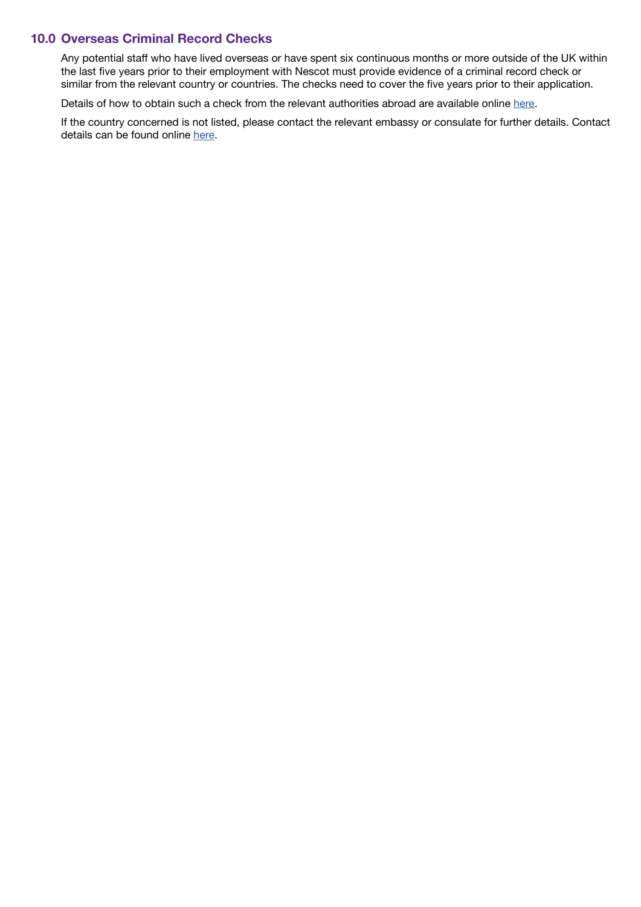## 10.0 Overseas Criminal Record Checks

Any potential staff who have lived overseas or have spent six continuous months or more outside of the UK within the last five years prior to their employment with Nescot must provide evidence of a criminal record check or similar from the relevant country or countries. The checks need to cover the five years prior to their application.

Details of how to obtain such a check from the relevant authorities abroad are available online here.

If the country concerned is not listed, please contact the relevant embassy or consulate for further details. Contact details can be found online here.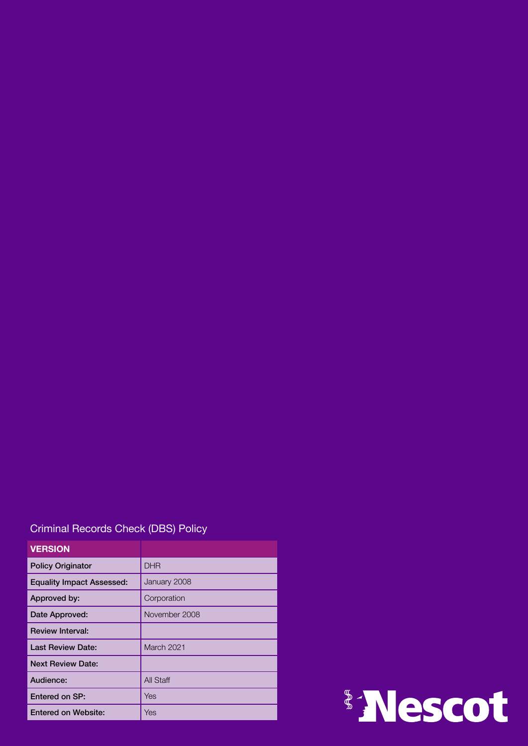Criminal Records Check (DBS) Policy

| VERSION | |
|---|---|
| Policy Originator | DHR |
| Equality Impact Assessed: | January 2008 |
| Approved by: | Corporation |
| Date Approved: | November 2008 |
| Review Interval: | |
| Last Review Date: | March 2021 |
| Next Review Date: | |
| Audience: | All Staff |
| Entered on SP: | Yes |
| Entered on Website: | Yes |

Nescot